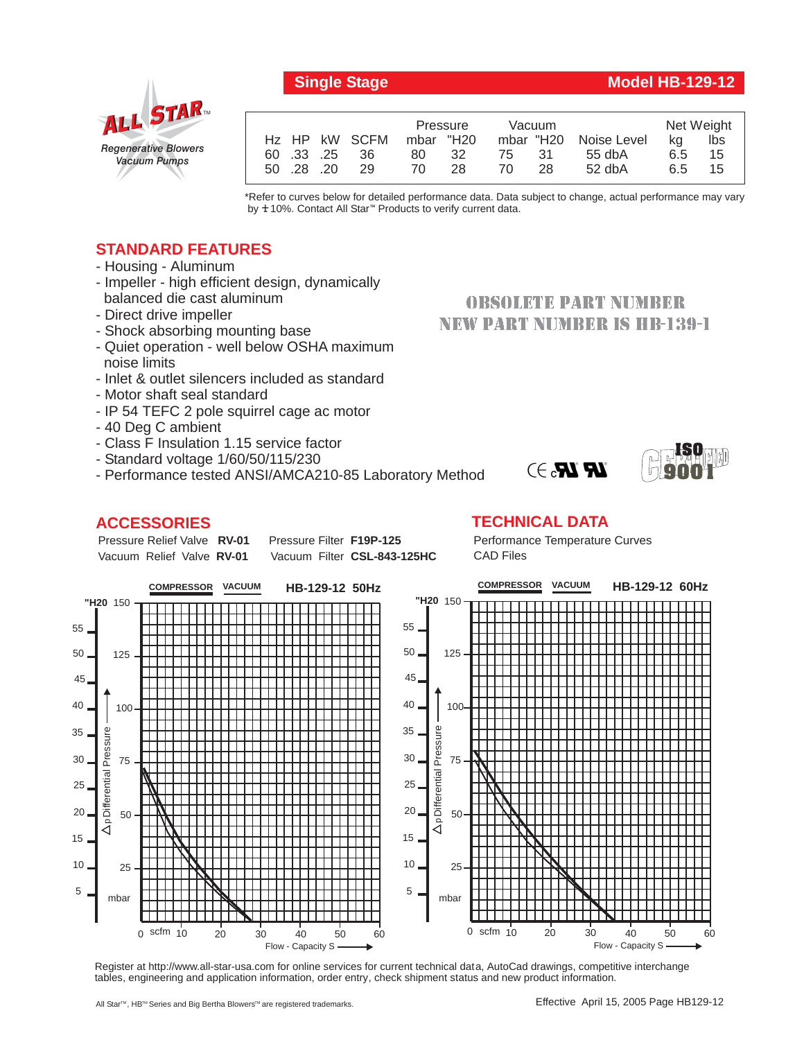## Single Stage — Model HB-129-12

ALL STAR™
*Regenerative Blowers*
*Vacuum Pumps*

| Hz | HP | kW | SCFM | Pressure mbar | Pressure "H20 | Vacuum mbar | Vacuum "H20 | Noise Level | Net Weight kg | Net Weight lbs |
|---|---|---|---|---|---|---|---|---|---|---|
| 60 | .33 | .25 | 36 | 80 | 32 | 75 | 31 | 55 dbA | 6.5 | 15 |
| 50 | .28 | .20 | 29 | 70 | 28 | 70 | 28 | 52 dbA | 6.5 | 15 |

*Refer to curves below for detailed performance data. Data subject to change, actual performance may vary by ±10%. Contact All Star™ Products to verify current data.

**OBSOLETE PART NUMBER**
**NEW PART NUMBER IS HB-139-1**

## STANDARD FEATURES

- Housing - Aluminum
- Impeller - high efficient design, dynamically balanced die cast aluminum
- Direct drive impeller
- Shock absorbing mounting base
- Quiet operation - well below OSHA maximum noise limits
- Inlet & outlet silencers included as standard
- Motor shaft seal standard
- IP 54 TEFC 2 pole squirrel cage ac motor
- 40 Deg C ambient
- Class F Insulation 1.15 service factor
- Standard voltage 1/60/50/115/230
- Performance tested ANSI/AMCA210-85 Laboratory Method

## ACCESSORIES

Pressure Relief Valve **RV-01**
Vacuum Relief Valve **RV-01**
Pressure Filter **F19P-125**
Vacuum Filter **CSL-843-125HC**

## TECHNICAL DATA

Performance Temperature Curves
CAD Files

**COMPRESSOR VACUUM HB-129-12 50Hz**

**COMPRESSOR VACUUM HB-129-12 60Hz**

Register at http://www.all-star-usa.com for online services for current technical data, AutoCad drawings, competitive interchange tables, engineering and application information, order entry, check shipment status and new product information.

All Star™, HB™ Series and Big Bertha Blowers™ are registered trademarks.

Effective April 15, 2005 Page HB129-12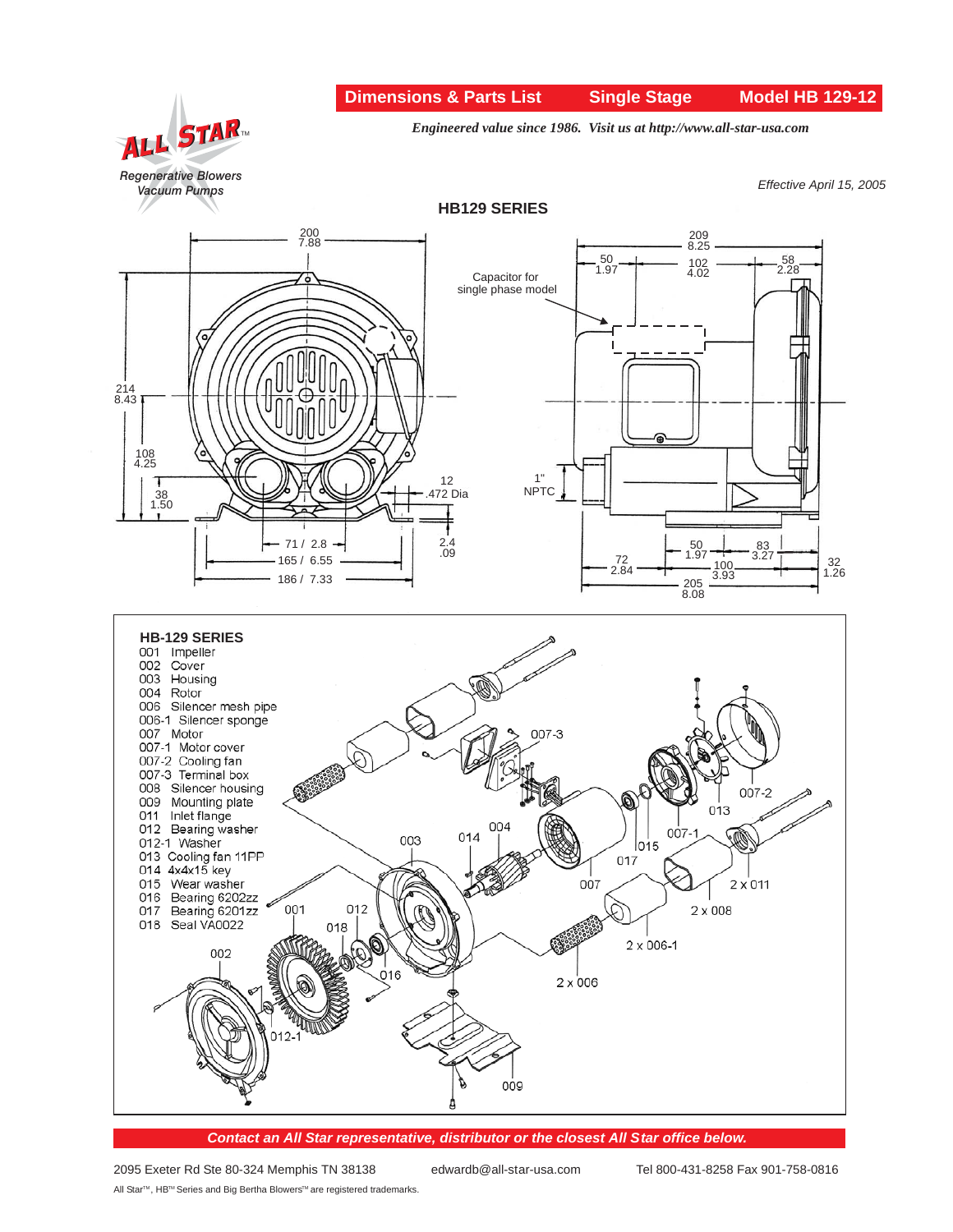**Dimensions & Parts List** | **Single Stage** | **Model HB 129-12**

ALL STAR™
*Regenerative Blowers*
*Vacuum Pumps*

***Engineered value since 1986. Visit us at http://www.all-star-usa.com***

*Effective April 15, 2005*

## HB129 SERIES

200
7.88

214
8.43

108
4.25

38
1.50

71 / 2.8
165 / 6.55
186 / 7.33

12
.472 Dia

2.4
.09

Capacitor for single phase model

209
8.25

50
1.97

102
4.02

58
2.28

1"
NPTC

72
2.84

50
1.97

83
3.27

100
3.93

205
8.08

32
1.26

### HB-129 SERIES

- 001 Impeller
- 002 Cover
- 003 Housing
- 004 Rotor
- 006 Silencer mesh pipe
- 006-1 Silencer sponge
- 007 Motor
- 007-1 Motor cover
- 007-2 Cooling fan
- 007-3 Terminal box
- 008 Silencer housing
- 009 Mounting plate
- 011 Inlet flange
- 012 Bearing washer
- 012-1 Washer
- 013 Cooling fan 11PP
- 014 4x4x15 key
- 015 Wear washer
- 016 Bearing 6202zz
- 017 Bearing 6201zz
- 018 Seal VA0022

007-3
004
003
014
015
017
007
007-1
007-2
013
2 x 011
2 x 008
2 x 006-1
2 x 006
001
012
018
016
002
012-1
009

***Contact an All Star representative, distributor or the closest All Star office below.***

2095 Exeter Rd Ste 80-324 Memphis TN 38138 | edwardb@all-star-usa.com | Tel 800-431-8258 Fax 901-758-0816

All Star™, HB™ Series and Big Bertha Blowers™ are registered trademarks.